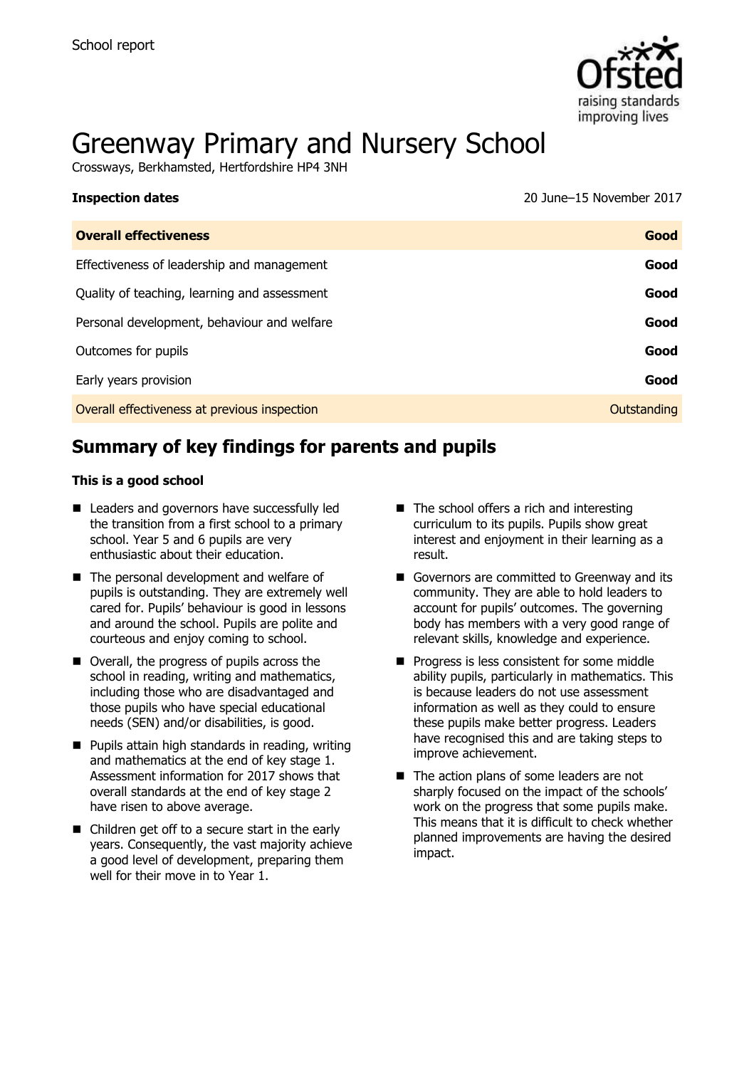School report

# Greenway Primary and Nursery School

Crossways, Berkhamsted, Hertfordshire HP4 3NH

**Inspection dates** 20 June–15 November 2017

| **Overall effectiveness** | **Good** |
|---|---|
| Effectiveness of leadership and management | **Good** |
| Quality of teaching, learning and assessment | **Good** |
| Personal development, behaviour and welfare | **Good** |
| Outcomes for pupils | **Good** |
| Early years provision | **Good** |
| Overall effectiveness at previous inspection | Outstanding |

## Summary of key findings for parents and pupils

**This is a good school**

- Leaders and governors have successfully led the transition from a first school to a primary school. Year 5 and 6 pupils are very enthusiastic about their education.
- The personal development and welfare of pupils is outstanding. They are extremely well cared for. Pupils' behaviour is good in lessons and around the school. Pupils are polite and courteous and enjoy coming to school.
- Overall, the progress of pupils across the school in reading, writing and mathematics, including those who are disadvantaged and those pupils who have special educational needs (SEN) and/or disabilities, is good.
- Pupils attain high standards in reading, writing and mathematics at the end of key stage 1. Assessment information for 2017 shows that overall standards at the end of key stage 2 have risen to above average.
- Children get off to a secure start in the early years. Consequently, the vast majority achieve a good level of development, preparing them well for their move in to Year 1.
- The school offers a rich and interesting curriculum to its pupils. Pupils show great interest and enjoyment in their learning as a result.
- Governors are committed to Greenway and its community. They are able to hold leaders to account for pupils' outcomes. The governing body has members with a very good range of relevant skills, knowledge and experience.
- Progress is less consistent for some middle ability pupils, particularly in mathematics. This is because leaders do not use assessment information as well as they could to ensure these pupils make better progress. Leaders have recognised this and are taking steps to improve achievement.
- The action plans of some leaders are not sharply focused on the impact of the schools' work on the progress that some pupils make. This means that it is difficult to check whether planned improvements are having the desired impact.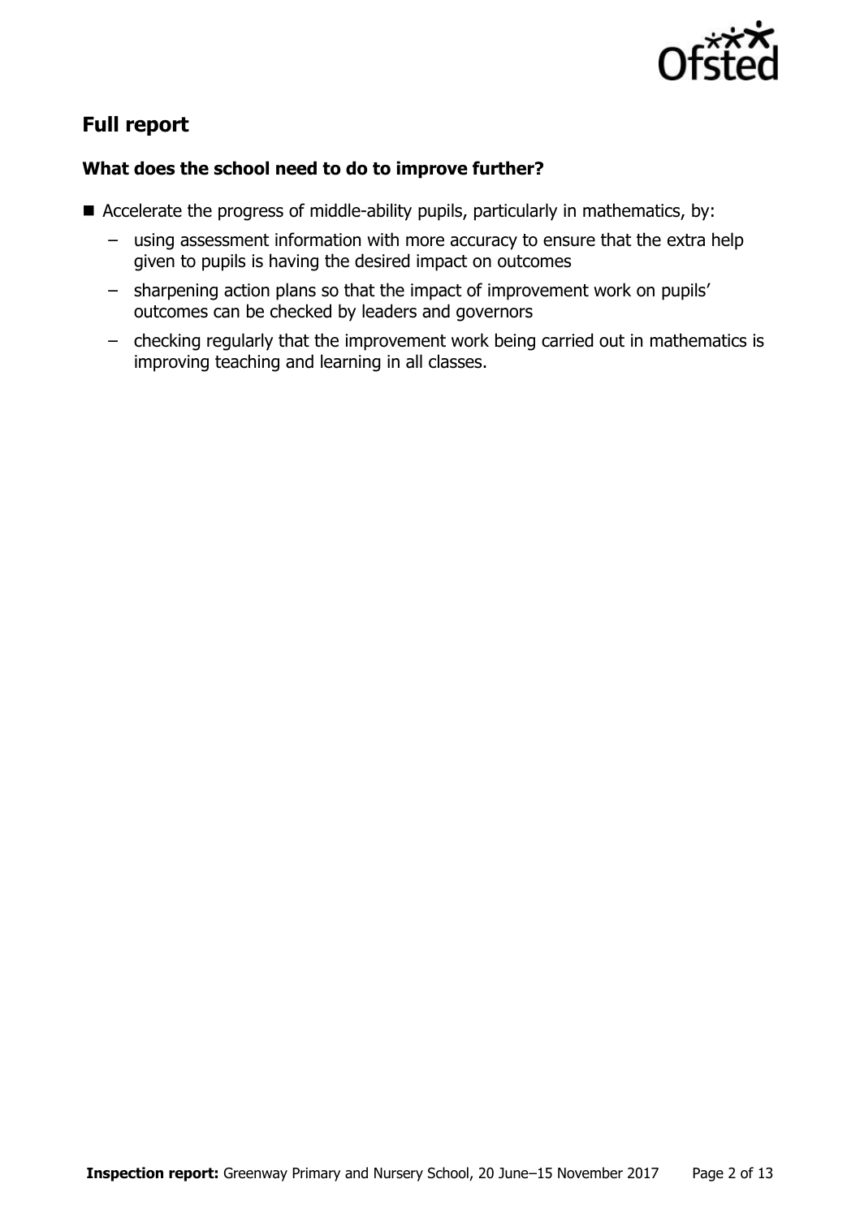## Full report

### What does the school need to do to improve further?

- Accelerate the progress of middle-ability pupils, particularly in mathematics, by:
  - using assessment information with more accuracy to ensure that the extra help given to pupils is having the desired impact on outcomes
  - sharpening action plans so that the impact of improvement work on pupils' outcomes can be checked by leaders and governors
  - checking regularly that the improvement work being carried out in mathematics is improving teaching and learning in all classes.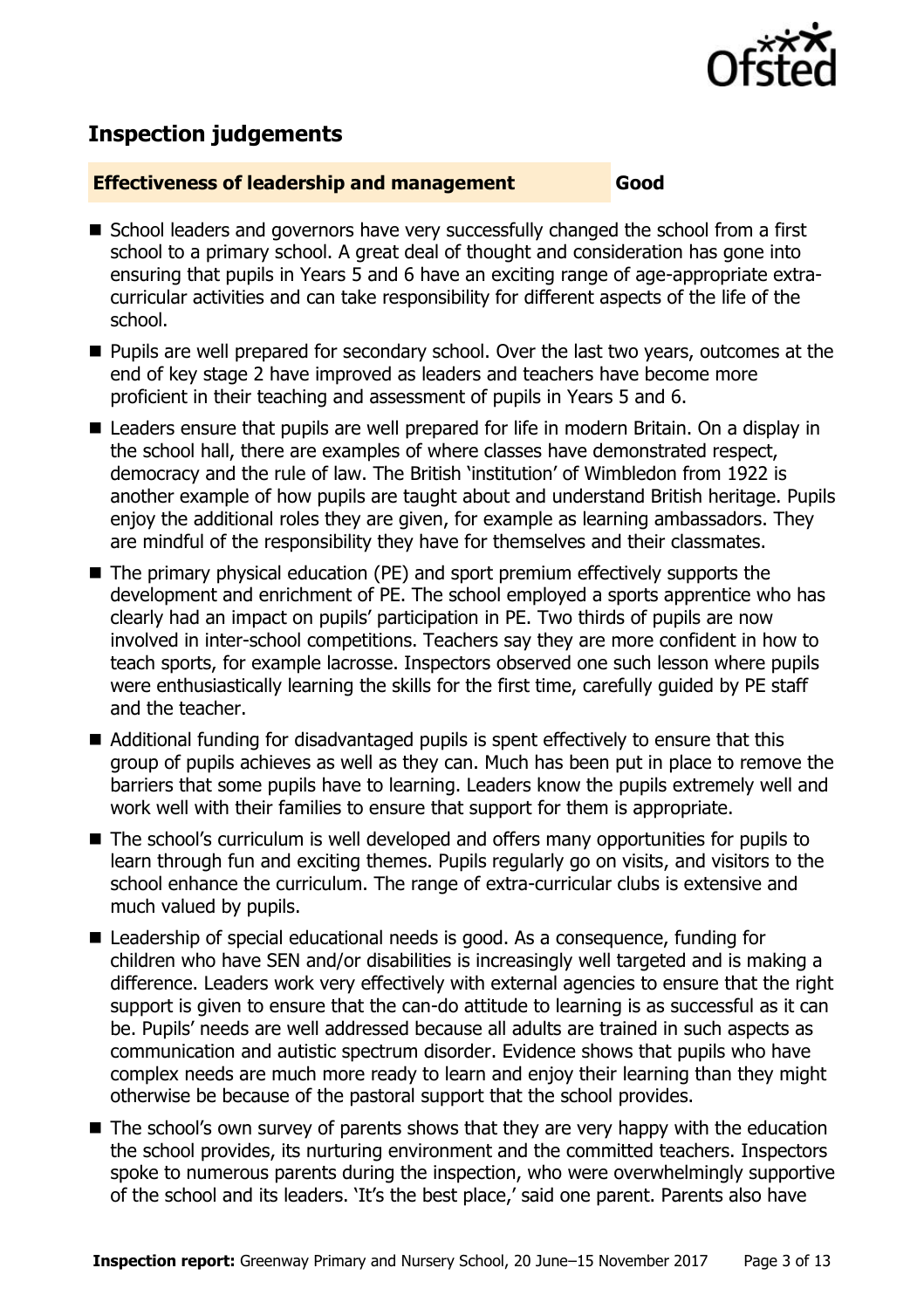## Inspection judgements

**Effectiveness of leadership and management** **Good**

- School leaders and governors have very successfully changed the school from a first school to a primary school. A great deal of thought and consideration has gone into ensuring that pupils in Years 5 and 6 have an exciting range of age-appropriate extra-curricular activities and can take responsibility for different aspects of the life of the school.
- Pupils are well prepared for secondary school. Over the last two years, outcomes at the end of key stage 2 have improved as leaders and teachers have become more proficient in their teaching and assessment of pupils in Years 5 and 6.
- Leaders ensure that pupils are well prepared for life in modern Britain. On a display in the school hall, there are examples of where classes have demonstrated respect, democracy and the rule of law. The British 'institution' of Wimbledon from 1922 is another example of how pupils are taught about and understand British heritage. Pupils enjoy the additional roles they are given, for example as learning ambassadors. They are mindful of the responsibility they have for themselves and their classmates.
- The primary physical education (PE) and sport premium effectively supports the development and enrichment of PE. The school employed a sports apprentice who has clearly had an impact on pupils' participation in PE. Two thirds of pupils are now involved in inter-school competitions. Teachers say they are more confident in how to teach sports, for example lacrosse. Inspectors observed one such lesson where pupils were enthusiastically learning the skills for the first time, carefully guided by PE staff and the teacher.
- Additional funding for disadvantaged pupils is spent effectively to ensure that this group of pupils achieves as well as they can. Much has been put in place to remove the barriers that some pupils have to learning. Leaders know the pupils extremely well and work well with their families to ensure that support for them is appropriate.
- The school's curriculum is well developed and offers many opportunities for pupils to learn through fun and exciting themes. Pupils regularly go on visits, and visitors to the school enhance the curriculum. The range of extra-curricular clubs is extensive and much valued by pupils.
- Leadership of special educational needs is good. As a consequence, funding for children who have SEN and/or disabilities is increasingly well targeted and is making a difference. Leaders work very effectively with external agencies to ensure that the right support is given to ensure that the can-do attitude to learning is as successful as it can be. Pupils' needs are well addressed because all adults are trained in such aspects as communication and autistic spectrum disorder. Evidence shows that pupils who have complex needs are much more ready to learn and enjoy their learning than they might otherwise be because of the pastoral support that the school provides.
- The school's own survey of parents shows that they are very happy with the education the school provides, its nurturing environment and the committed teachers. Inspectors spoke to numerous parents during the inspection, who were overwhelmingly supportive of the school and its leaders. 'It's the best place,' said one parent. Parents also have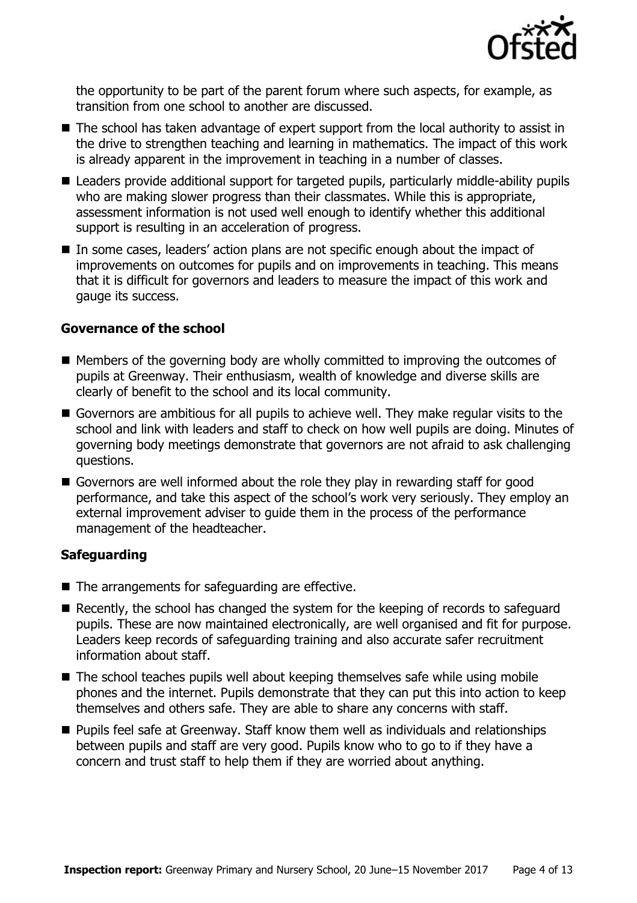the opportunity to be part of the parent forum where such aspects, for example, as transition from one school to another are discussed.

- The school has taken advantage of expert support from the local authority to assist in the drive to strengthen teaching and learning in mathematics. The impact of this work is already apparent in the improvement in teaching in a number of classes.
- Leaders provide additional support for targeted pupils, particularly middle-ability pupils who are making slower progress than their classmates. While this is appropriate, assessment information is not used well enough to identify whether this additional support is resulting in an acceleration of progress.
- In some cases, leaders' action plans are not specific enough about the impact of improvements on outcomes for pupils and on improvements in teaching. This means that it is difficult for governors and leaders to measure the impact of this work and gauge its success.

### Governance of the school

- Members of the governing body are wholly committed to improving the outcomes of pupils at Greenway. Their enthusiasm, wealth of knowledge and diverse skills are clearly of benefit to the school and its local community.
- Governors are ambitious for all pupils to achieve well. They make regular visits to the school and link with leaders and staff to check on how well pupils are doing. Minutes of governing body meetings demonstrate that governors are not afraid to ask challenging questions.
- Governors are well informed about the role they play in rewarding staff for good performance, and take this aspect of the school's work very seriously. They employ an external improvement adviser to guide them in the process of the performance management of the headteacher.

### Safeguarding

- The arrangements for safeguarding are effective.
- Recently, the school has changed the system for the keeping of records to safeguard pupils. These are now maintained electronically, are well organised and fit for purpose. Leaders keep records of safeguarding training and also accurate safer recruitment information about staff.
- The school teaches pupils well about keeping themselves safe while using mobile phones and the internet. Pupils demonstrate that they can put this into action to keep themselves and others safe. They are able to share any concerns with staff.
- Pupils feel safe at Greenway. Staff know them well as individuals and relationships between pupils and staff are very good. Pupils know who to go to if they have a concern and trust staff to help them if they are worried about anything.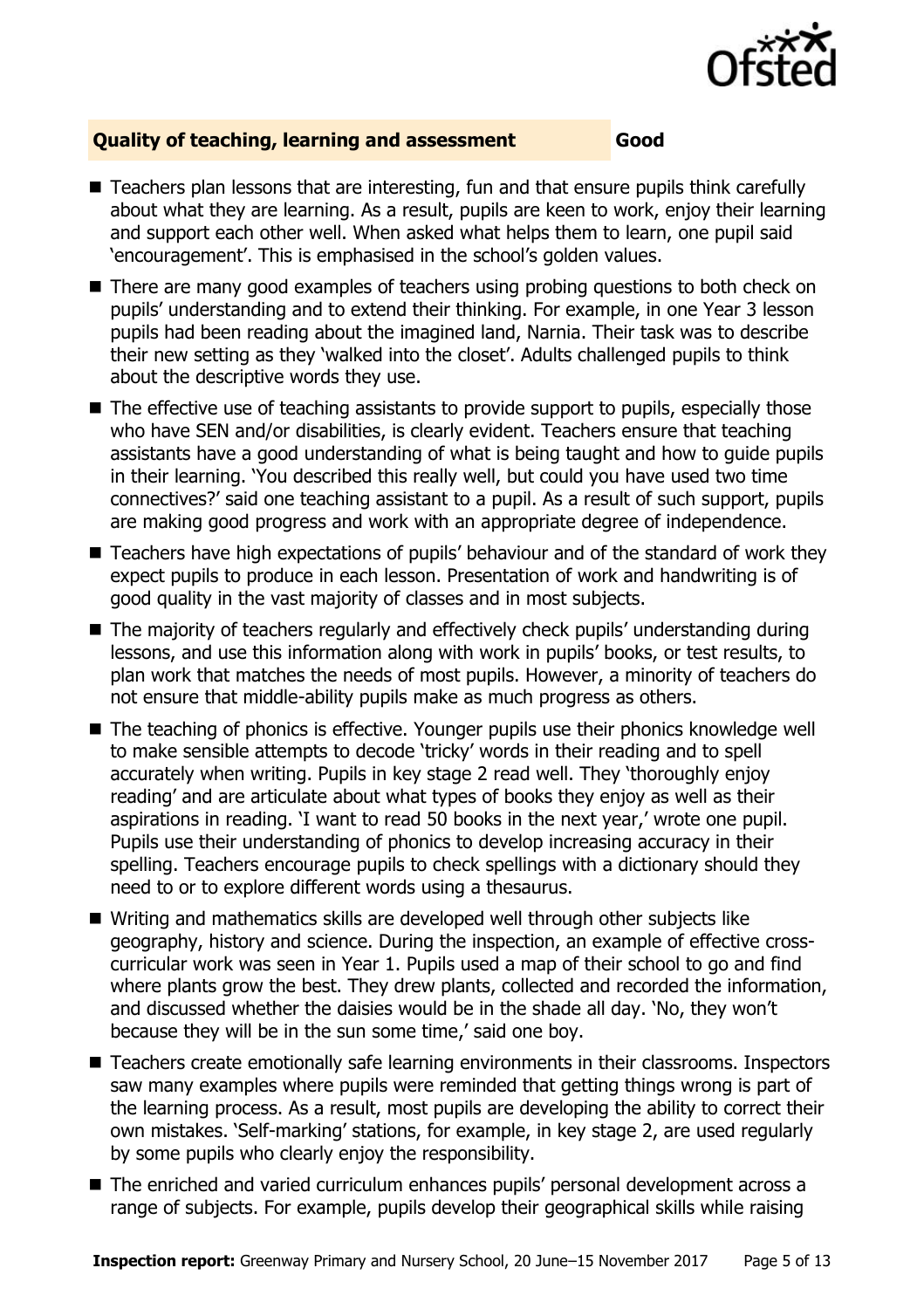### Quality of teaching, learning and assessment — Good

- Teachers plan lessons that are interesting, fun and that ensure pupils think carefully about what they are learning. As a result, pupils are keen to work, enjoy their learning and support each other well. When asked what helps them to learn, one pupil said 'encouragement'. This is emphasised in the school's golden values.
- There are many good examples of teachers using probing questions to both check on pupils' understanding and to extend their thinking. For example, in one Year 3 lesson pupils had been reading about the imagined land, Narnia. Their task was to describe their new setting as they 'walked into the closet'. Adults challenged pupils to think about the descriptive words they use.
- The effective use of teaching assistants to provide support to pupils, especially those who have SEN and/or disabilities, is clearly evident. Teachers ensure that teaching assistants have a good understanding of what is being taught and how to guide pupils in their learning. 'You described this really well, but could you have used two time connectives?' said one teaching assistant to a pupil. As a result of such support, pupils are making good progress and work with an appropriate degree of independence.
- Teachers have high expectations of pupils' behaviour and of the standard of work they expect pupils to produce in each lesson. Presentation of work and handwriting is of good quality in the vast majority of classes and in most subjects.
- The majority of teachers regularly and effectively check pupils' understanding during lessons, and use this information along with work in pupils' books, or test results, to plan work that matches the needs of most pupils. However, a minority of teachers do not ensure that middle-ability pupils make as much progress as others.
- The teaching of phonics is effective. Younger pupils use their phonics knowledge well to make sensible attempts to decode 'tricky' words in their reading and to spell accurately when writing. Pupils in key stage 2 read well. They 'thoroughly enjoy reading' and are articulate about what types of books they enjoy as well as their aspirations in reading. 'I want to read 50 books in the next year,' wrote one pupil. Pupils use their understanding of phonics to develop increasing accuracy in their spelling. Teachers encourage pupils to check spellings with a dictionary should they need to or to explore different words using a thesaurus.
- Writing and mathematics skills are developed well through other subjects like geography, history and science. During the inspection, an example of effective cross-curricular work was seen in Year 1. Pupils used a map of their school to go and find where plants grow the best. They drew plants, collected and recorded the information, and discussed whether the daisies would be in the shade all day. 'No, they won't because they will be in the sun some time,' said one boy.
- Teachers create emotionally safe learning environments in their classrooms. Inspectors saw many examples where pupils were reminded that getting things wrong is part of the learning process. As a result, most pupils are developing the ability to correct their own mistakes. 'Self-marking' stations, for example, in key stage 2, are used regularly by some pupils who clearly enjoy the responsibility.
- The enriched and varied curriculum enhances pupils' personal development across a range of subjects. For example, pupils develop their geographical skills while raising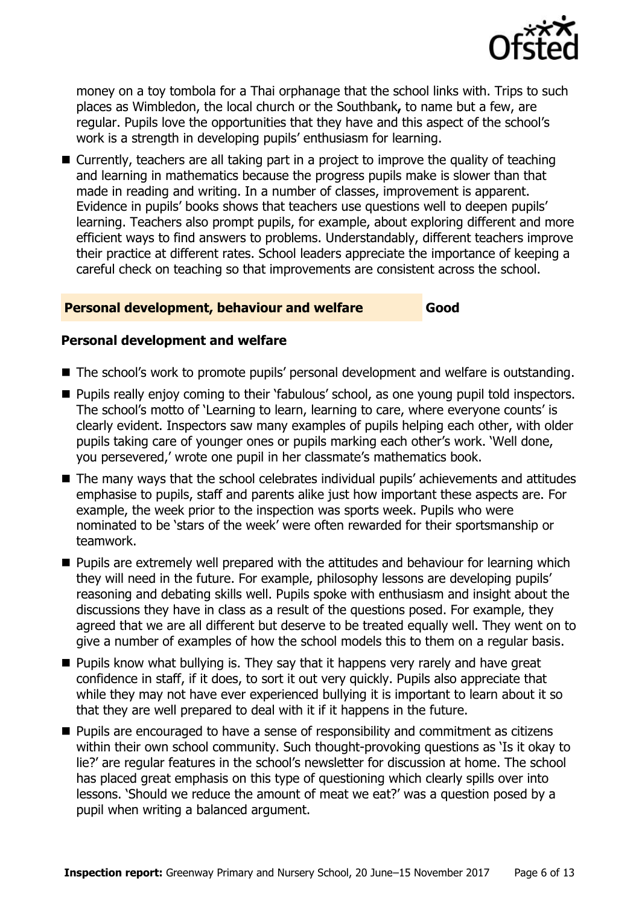money on a toy tombola for a Thai orphanage that the school links with. Trips to such places as Wimbledon, the local church or the Southbank**,** to name but a few, are regular. Pupils love the opportunities that they have and this aspect of the school's work is a strength in developing pupils' enthusiasm for learning.

- Currently, teachers are all taking part in a project to improve the quality of teaching and learning in mathematics because the progress pupils make is slower than that made in reading and writing. In a number of classes, improvement is apparent. Evidence in pupils' books shows that teachers use questions well to deepen pupils' learning. Teachers also prompt pupils, for example, about exploring different and more efficient ways to find answers to problems. Understandably, different teachers improve their practice at different rates. School leaders appreciate the importance of keeping a careful check on teaching so that improvements are consistent across the school.

## Personal development, behaviour and welfare — Good

### Personal development and welfare

- The school's work to promote pupils' personal development and welfare is outstanding.
- Pupils really enjoy coming to their 'fabulous' school, as one young pupil told inspectors. The school's motto of 'Learning to learn, learning to care, where everyone counts' is clearly evident. Inspectors saw many examples of pupils helping each other, with older pupils taking care of younger ones or pupils marking each other's work. 'Well done, you persevered,' wrote one pupil in her classmate's mathematics book.
- The many ways that the school celebrates individual pupils' achievements and attitudes emphasise to pupils, staff and parents alike just how important these aspects are. For example, the week prior to the inspection was sports week. Pupils who were nominated to be 'stars of the week' were often rewarded for their sportsmanship or teamwork.
- Pupils are extremely well prepared with the attitudes and behaviour for learning which they will need in the future. For example, philosophy lessons are developing pupils' reasoning and debating skills well. Pupils spoke with enthusiasm and insight about the discussions they have in class as a result of the questions posed. For example, they agreed that we are all different but deserve to be treated equally well. They went on to give a number of examples of how the school models this to them on a regular basis.
- Pupils know what bullying is. They say that it happens very rarely and have great confidence in staff, if it does, to sort it out very quickly. Pupils also appreciate that while they may not have ever experienced bullying it is important to learn about it so that they are well prepared to deal with it if it happens in the future.
- Pupils are encouraged to have a sense of responsibility and commitment as citizens within their own school community. Such thought-provoking questions as 'Is it okay to lie?' are regular features in the school's newsletter for discussion at home. The school has placed great emphasis on this type of questioning which clearly spills over into lessons. 'Should we reduce the amount of meat we eat?' was a question posed by a pupil when writing a balanced argument.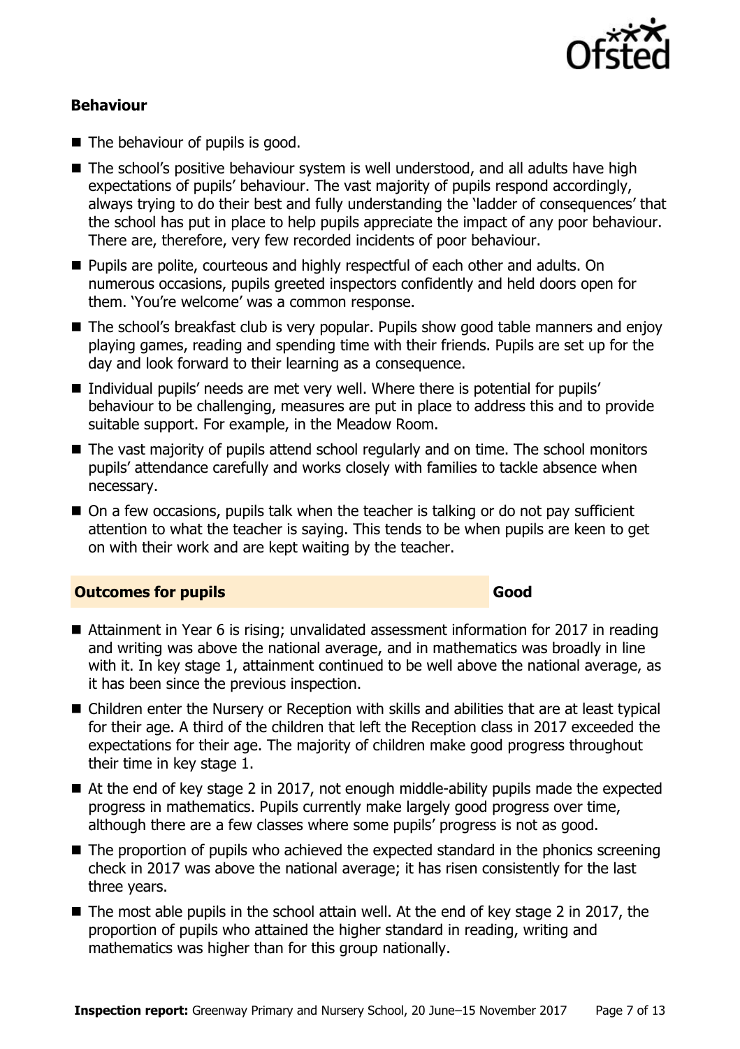### Behaviour

- The behaviour of pupils is good.
- The school's positive behaviour system is well understood, and all adults have high expectations of pupils' behaviour. The vast majority of pupils respond accordingly, always trying to do their best and fully understanding the 'ladder of consequences' that the school has put in place to help pupils appreciate the impact of any poor behaviour. There are, therefore, very few recorded incidents of poor behaviour.
- Pupils are polite, courteous and highly respectful of each other and adults. On numerous occasions, pupils greeted inspectors confidently and held doors open for them. 'You're welcome' was a common response.
- The school's breakfast club is very popular. Pupils show good table manners and enjoy playing games, reading and spending time with their friends. Pupils are set up for the day and look forward to their learning as a consequence.
- Individual pupils' needs are met very well. Where there is potential for pupils' behaviour to be challenging, measures are put in place to address this and to provide suitable support. For example, in the Meadow Room.
- The vast majority of pupils attend school regularly and on time. The school monitors pupils' attendance carefully and works closely with families to tackle absence when necessary.
- On a few occasions, pupils talk when the teacher is talking or do not pay sufficient attention to what the teacher is saying. This tends to be when pupils are keen to get on with their work and are kept waiting by the teacher.

## Outcomes for pupils — Good

- Attainment in Year 6 is rising; unvalidated assessment information for 2017 in reading and writing was above the national average, and in mathematics was broadly in line with it. In key stage 1, attainment continued to be well above the national average, as it has been since the previous inspection.
- Children enter the Nursery or Reception with skills and abilities that are at least typical for their age. A third of the children that left the Reception class in 2017 exceeded the expectations for their age. The majority of children make good progress throughout their time in key stage 1.
- At the end of key stage 2 in 2017, not enough middle-ability pupils made the expected progress in mathematics. Pupils currently make largely good progress over time, although there are a few classes where some pupils' progress is not as good.
- The proportion of pupils who achieved the expected standard in the phonics screening check in 2017 was above the national average; it has risen consistently for the last three years.
- The most able pupils in the school attain well. At the end of key stage 2 in 2017, the proportion of pupils who attained the higher standard in reading, writing and mathematics was higher than for this group nationally.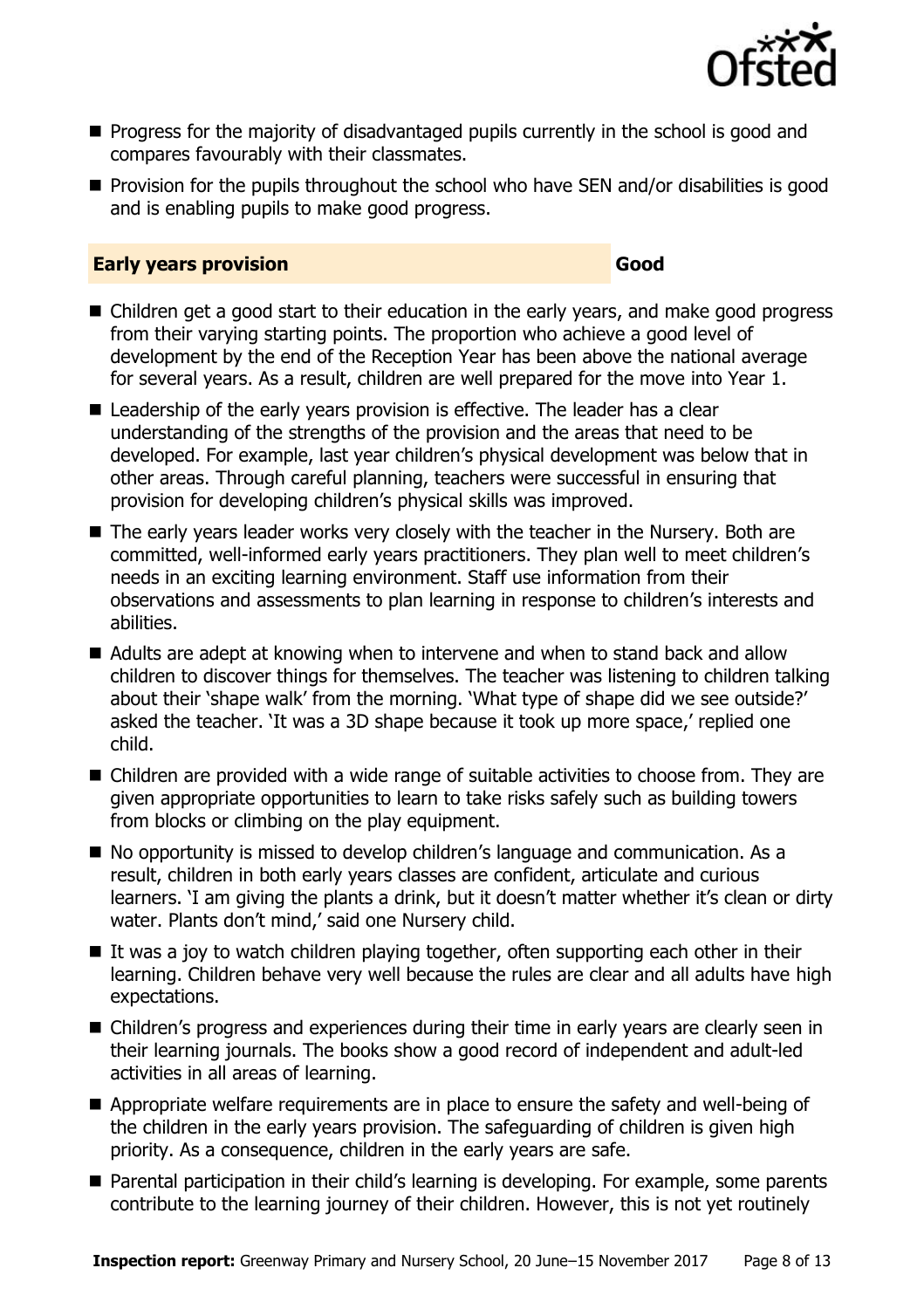- Progress for the majority of disadvantaged pupils currently in the school is good and compares favourably with their classmates.
- Provision for the pupils throughout the school who have SEN and/or disabilities is good and is enabling pupils to make good progress.

## Early years provision — Good

- Children get a good start to their education in the early years, and make good progress from their varying starting points. The proportion who achieve a good level of development by the end of the Reception Year has been above the national average for several years. As a result, children are well prepared for the move into Year 1.
- Leadership of the early years provision is effective. The leader has a clear understanding of the strengths of the provision and the areas that need to be developed. For example, last year children's physical development was below that in other areas. Through careful planning, teachers were successful in ensuring that provision for developing children's physical skills was improved.
- The early years leader works very closely with the teacher in the Nursery. Both are committed, well-informed early years practitioners. They plan well to meet children's needs in an exciting learning environment. Staff use information from their observations and assessments to plan learning in response to children's interests and abilities.
- Adults are adept at knowing when to intervene and when to stand back and allow children to discover things for themselves. The teacher was listening to children talking about their 'shape walk' from the morning. 'What type of shape did we see outside?' asked the teacher. 'It was a 3D shape because it took up more space,' replied one child.
- Children are provided with a wide range of suitable activities to choose from. They are given appropriate opportunities to learn to take risks safely such as building towers from blocks or climbing on the play equipment.
- No opportunity is missed to develop children's language and communication. As a result, children in both early years classes are confident, articulate and curious learners. 'I am giving the plants a drink, but it doesn't matter whether it's clean or dirty water. Plants don't mind,' said one Nursery child.
- It was a joy to watch children playing together, often supporting each other in their learning. Children behave very well because the rules are clear and all adults have high expectations.
- Children's progress and experiences during their time in early years are clearly seen in their learning journals. The books show a good record of independent and adult-led activities in all areas of learning.
- Appropriate welfare requirements are in place to ensure the safety and well-being of the children in the early years provision. The safeguarding of children is given high priority. As a consequence, children in the early years are safe.
- Parental participation in their child's learning is developing. For example, some parents contribute to the learning journey of their children. However, this is not yet routinely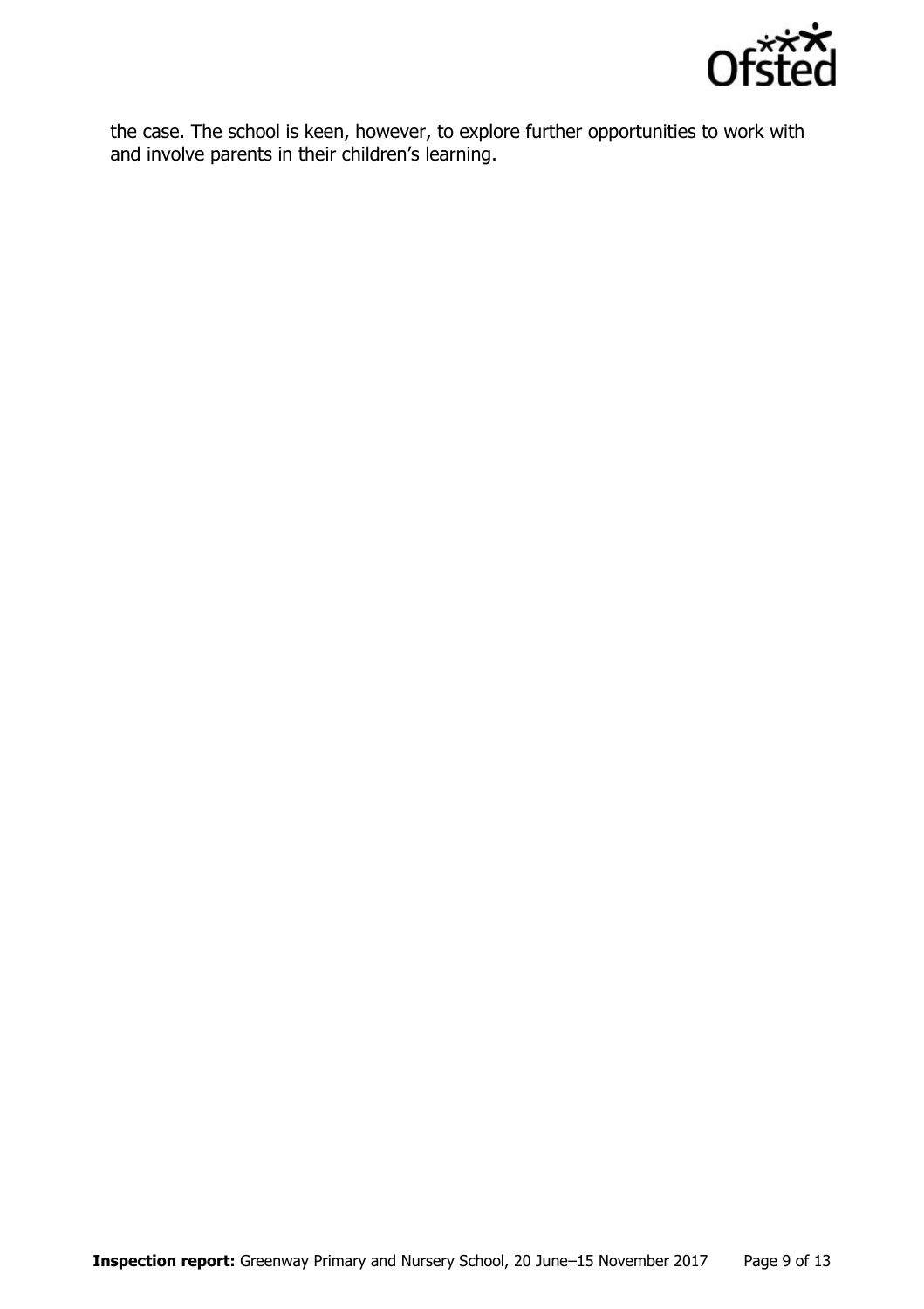the case. The school is keen, however, to explore further opportunities to work with and involve parents in their children's learning.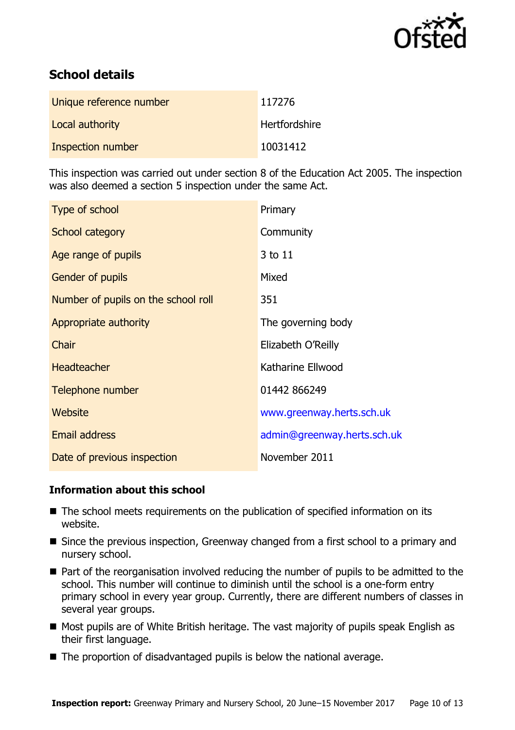## School details

| | |
|---|---|
| Unique reference number | 117276 |
| Local authority | Hertfordshire |
| Inspection number | 10031412 |

This inspection was carried out under section 8 of the Education Act 2005. The inspection was also deemed a section 5 inspection under the same Act.

| | |
|---|---|
| Type of school | Primary |
| School category | Community |
| Age range of pupils | 3 to 11 |
| Gender of pupils | Mixed |
| Number of pupils on the school roll | 351 |
| Appropriate authority | The governing body |
| Chair | Elizabeth O'Reilly |
| Headteacher | Katharine Ellwood |
| Telephone number | 01442 866249 |
| Website | www.greenway.herts.sch.uk |
| Email address | admin@greenway.herts.sch.uk |
| Date of previous inspection | November 2011 |

### Information about this school

- The school meets requirements on the publication of specified information on its website.
- Since the previous inspection, Greenway changed from a first school to a primary and nursery school.
- Part of the reorganisation involved reducing the number of pupils to be admitted to the school. This number will continue to diminish until the school is a one-form entry primary school in every year group. Currently, there are different numbers of classes in several year groups.
- Most pupils are of White British heritage. The vast majority of pupils speak English as their first language.
- The proportion of disadvantaged pupils is below the national average.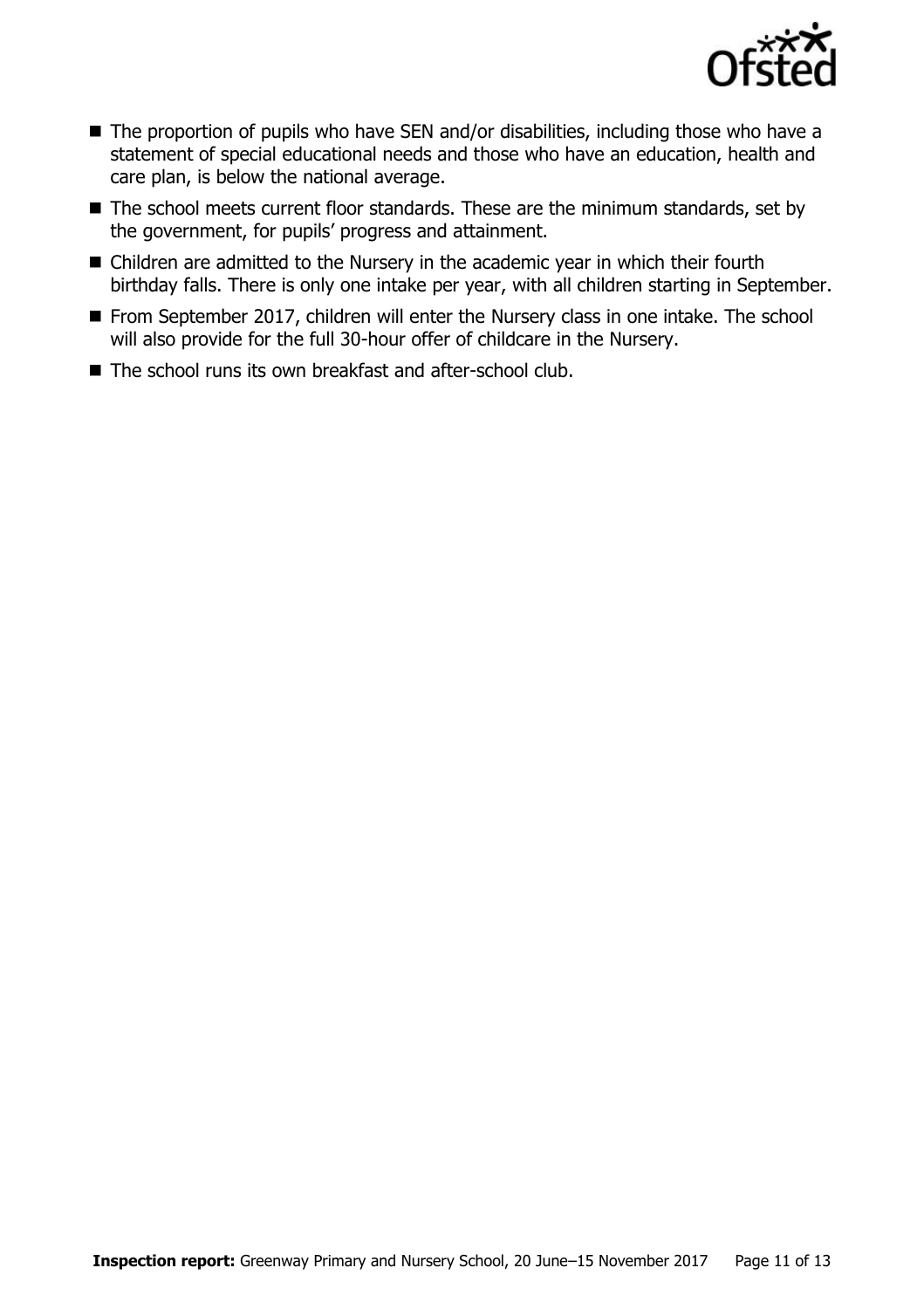- The proportion of pupils who have SEN and/or disabilities, including those who have a statement of special educational needs and those who have an education, health and care plan, is below the national average.
- The school meets current floor standards. These are the minimum standards, set by the government, for pupils' progress and attainment.
- Children are admitted to the Nursery in the academic year in which their fourth birthday falls. There is only one intake per year, with all children starting in September.
- From September 2017, children will enter the Nursery class in one intake. The school will also provide for the full 30-hour offer of childcare in the Nursery.
- The school runs its own breakfast and after-school club.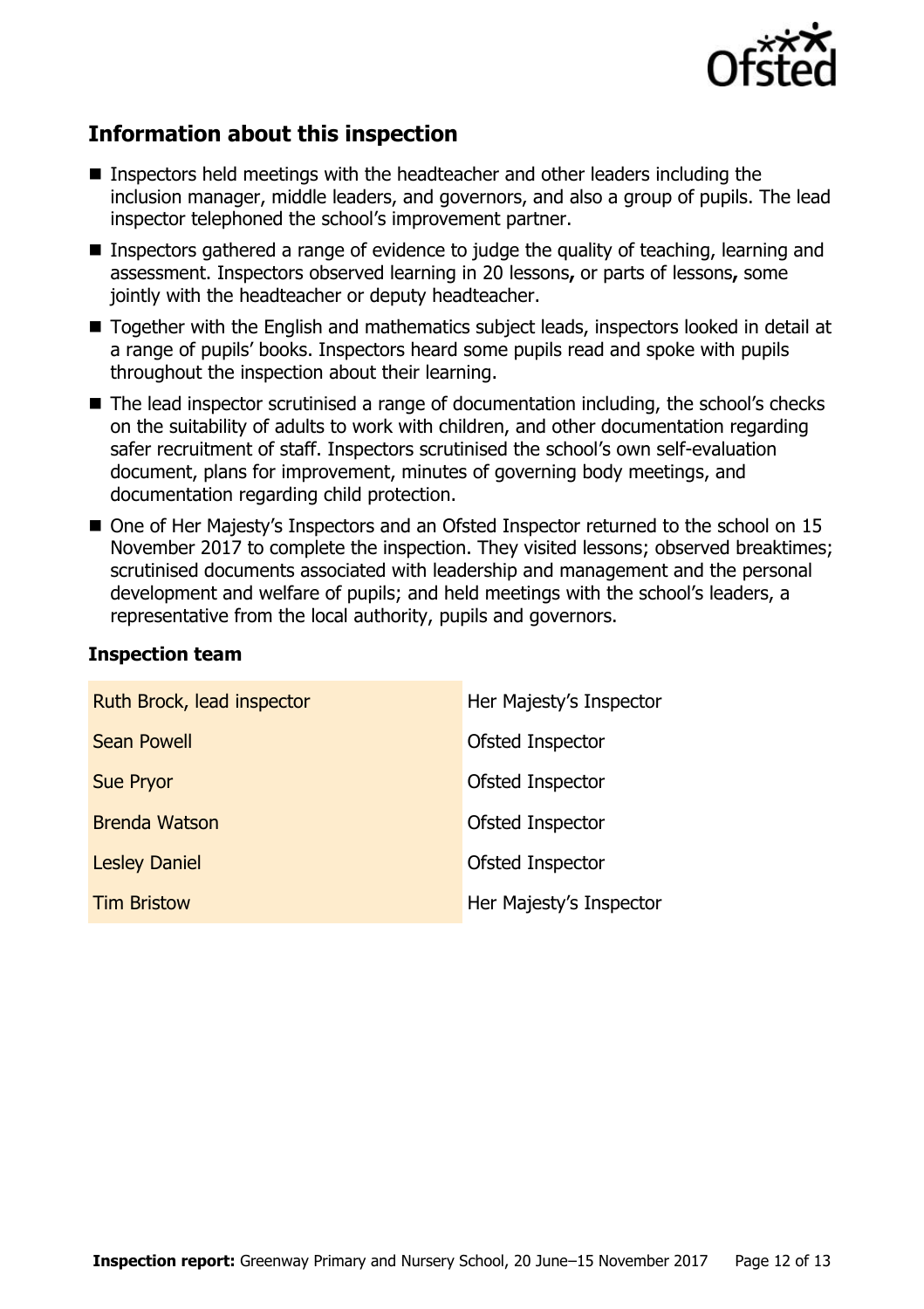## Information about this inspection

- Inspectors held meetings with the headteacher and other leaders including the inclusion manager, middle leaders, and governors, and also a group of pupils. The lead inspector telephoned the school's improvement partner.
- Inspectors gathered a range of evidence to judge the quality of teaching, learning and assessment. Inspectors observed learning in 20 lessons**,** or parts of lessons**,** some jointly with the headteacher or deputy headteacher.
- Together with the English and mathematics subject leads, inspectors looked in detail at a range of pupils' books. Inspectors heard some pupils read and spoke with pupils throughout the inspection about their learning.
- The lead inspector scrutinised a range of documentation including, the school's checks on the suitability of adults to work with children, and other documentation regarding safer recruitment of staff. Inspectors scrutinised the school's own self-evaluation document, plans for improvement, minutes of governing body meetings, and documentation regarding child protection.
- One of Her Majesty's Inspectors and an Ofsted Inspector returned to the school on 15 November 2017 to complete the inspection. They visited lessons; observed breaktimes; scrutinised documents associated with leadership and management and the personal development and welfare of pupils; and held meetings with the school's leaders, a representative from the local authority, pupils and governors.

### Inspection team

| | |
|---|---|
| Ruth Brock, lead inspector | Her Majesty's Inspector |
| Sean Powell | Ofsted Inspector |
| Sue Pryor | Ofsted Inspector |
| Brenda Watson | Ofsted Inspector |
| Lesley Daniel | Ofsted Inspector |
| Tim Bristow | Her Majesty's Inspector |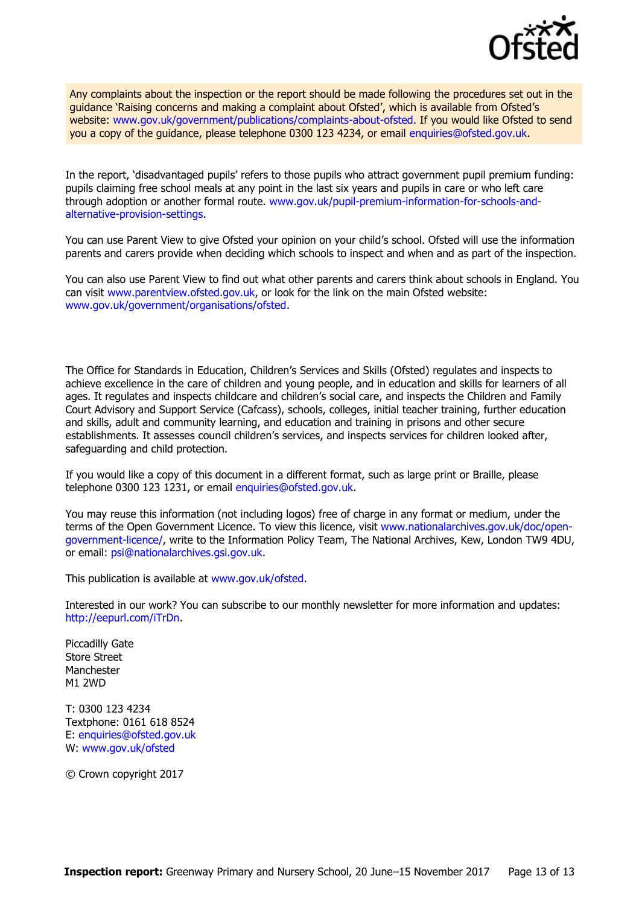Any complaints about the inspection or the report should be made following the procedures set out in the guidance 'Raising concerns and making a complaint about Ofsted', which is available from Ofsted's website: www.gov.uk/government/publications/complaints-about-ofsted. If you would like Ofsted to send you a copy of the guidance, please telephone 0300 123 4234, or email enquiries@ofsted.gov.uk.

In the report, 'disadvantaged pupils' refers to those pupils who attract government pupil premium funding: pupils claiming free school meals at any point in the last six years and pupils in care or who left care through adoption or another formal route. www.gov.uk/pupil-premium-information-for-schools-and-alternative-provision-settings.

You can use Parent View to give Ofsted your opinion on your child's school. Ofsted will use the information parents and carers provide when deciding which schools to inspect and when and as part of the inspection.

You can also use Parent View to find out what other parents and carers think about schools in England. You can visit www.parentview.ofsted.gov.uk, or look for the link on the main Ofsted website: www.gov.uk/government/organisations/ofsted.

The Office for Standards in Education, Children's Services and Skills (Ofsted) regulates and inspects to achieve excellence in the care of children and young people, and in education and skills for learners of all ages. It regulates and inspects childcare and children's social care, and inspects the Children and Family Court Advisory and Support Service (Cafcass), schools, colleges, initial teacher training, further education and skills, adult and community learning, and education and training in prisons and other secure establishments. It assesses council children's services, and inspects services for children looked after, safeguarding and child protection.

If you would like a copy of this document in a different format, such as large print or Braille, please telephone 0300 123 1231, or email enquiries@ofsted.gov.uk.

You may reuse this information (not including logos) free of charge in any format or medium, under the terms of the Open Government Licence. To view this licence, visit www.nationalarchives.gov.uk/doc/open-government-licence/, write to the Information Policy Team, The National Archives, Kew, London TW9 4DU, or email: psi@nationalarchives.gsi.gov.uk.

This publication is available at www.gov.uk/ofsted.

Interested in our work? You can subscribe to our monthly newsletter for more information and updates: http://eepurl.com/iTrDn.

Piccadilly Gate
Store Street
Manchester
M1 2WD

T: 0300 123 4234
Textphone: 0161 618 8524
E: enquiries@ofsted.gov.uk
W: www.gov.uk/ofsted

© Crown copyright 2017